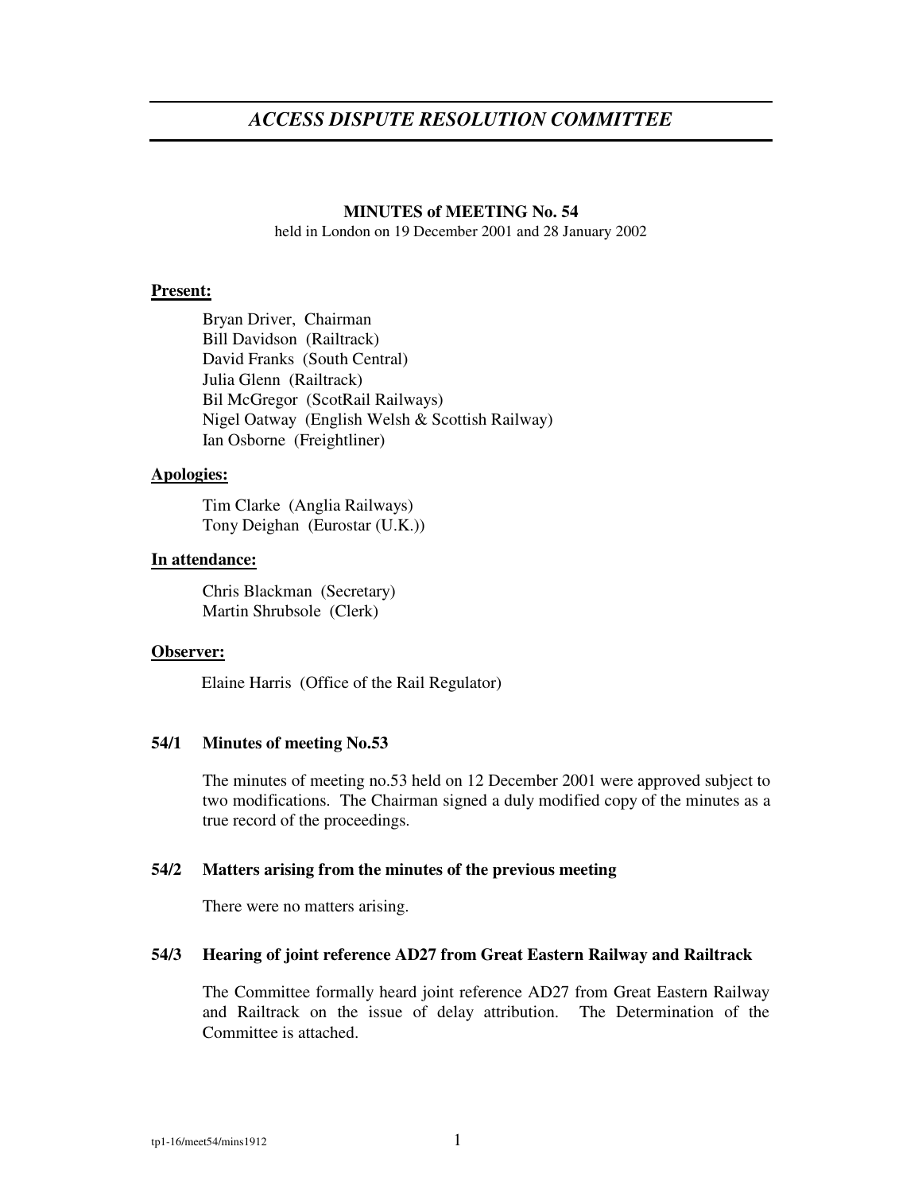# *ACCESS DISPUTE RESOLUTION COMMITTEE*

**MINUTES of MEETING No. 54**

held in London on 19 December 2001 and 28 January 2002

**Present:**

Bryan Driver, Chairman
Bill Davidson (Railtrack)
David Franks (South Central)
Julia Glenn (Railtrack)
Bil McGregor (ScotRail Railways)
Nigel Oatway (English Welsh & Scottish Railway)
Ian Osborne (Freightliner)

**Apologies:**

Tim Clarke (Anglia Railways)
Tony Deighan (Eurostar (U.K.))

**In attendance:**

Chris Blackman (Secretary)
Martin Shrubsole (Clerk)

**Observer:**

Elaine Harris (Office of the Rail Regulator)

### 54/1 Minutes of meeting No.53

The minutes of meeting no.53 held on 12 December 2001 were approved subject to two modifications. The Chairman signed a duly modified copy of the minutes as a true record of the proceedings.

### 54/2 Matters arising from the minutes of the previous meeting

There were no matters arising.

### 54/3 Hearing of joint reference AD27 from Great Eastern Railway and Railtrack

The Committee formally heard joint reference AD27 from Great Eastern Railway and Railtrack on the issue of delay attribution. The Determination of the Committee is attached.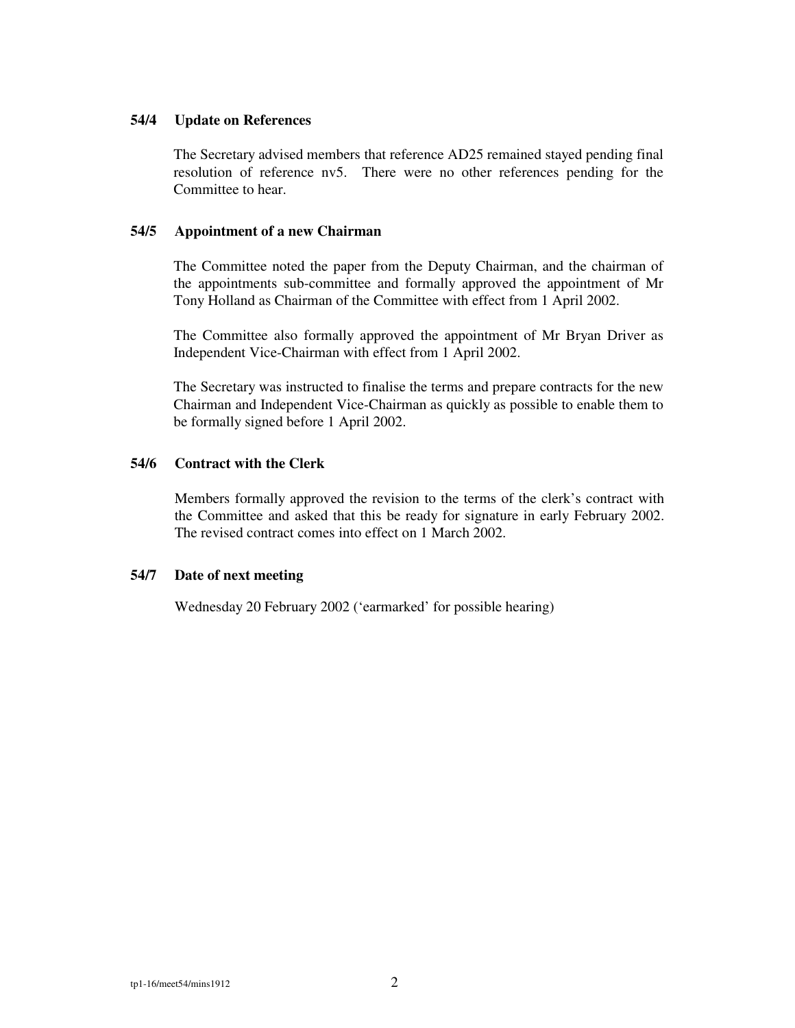### 54/4 Update on References

The Secretary advised members that reference AD25 remained stayed pending final resolution of reference nv5. There were no other references pending for the Committee to hear.

### 54/5 Appointment of a new Chairman

The Committee noted the paper from the Deputy Chairman, and the chairman of the appointments sub-committee and formally approved the appointment of Mr Tony Holland as Chairman of the Committee with effect from 1 April 2002.

The Committee also formally approved the appointment of Mr Bryan Driver as Independent Vice-Chairman with effect from 1 April 2002.

The Secretary was instructed to finalise the terms and prepare contracts for the new Chairman and Independent Vice-Chairman as quickly as possible to enable them to be formally signed before 1 April 2002.

### 54/6 Contract with the Clerk

Members formally approved the revision to the terms of the clerk's contract with the Committee and asked that this be ready for signature in early February 2002. The revised contract comes into effect on 1 March 2002.

### 54/7 Date of next meeting

Wednesday 20 February 2002 ('earmarked' for possible hearing)